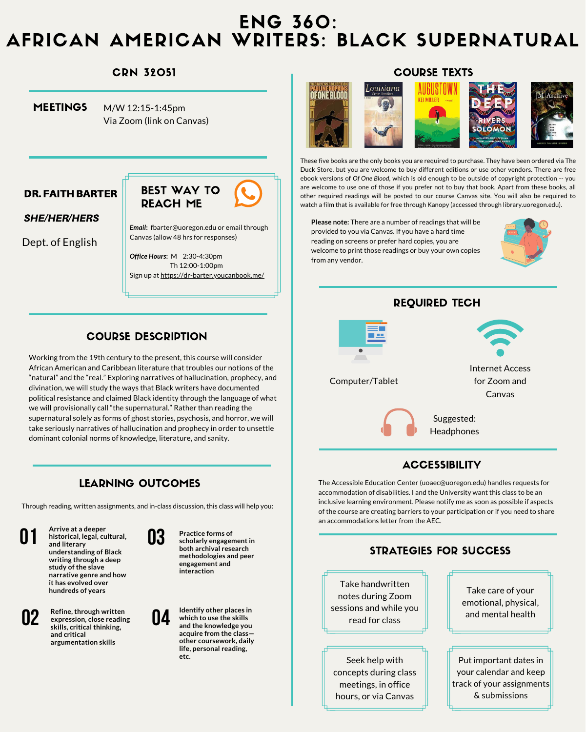# ENG 360: AFRICAN AMERICAN WRITERS: BLACK SUPERNATURAL

## CRN 32051

**MEETINGS** M/W 12:15-1:45pm
Via Zoom (link on Canvas)

**DR. FAITH BARTER**

***SHE/HER/HERS***

Dept. of English

### BEST WAY TO REACH ME

***Email***: fbarter@uoregon.edu or email through Canvas (allow 48 hrs for responses)

***Office Hours***: M 2:30-4:30pm
Th 12:00-1:00pm

Sign up at https://dr-barter.youcanbook.me/

## COURSE DESCRIPTION

Working from the 19th century to the present, this course will consider African American and Caribbean literature that troubles our notions of the "natural" and the "real." Exploring narratives of hallucination, prophecy, and divination, we will study the ways that Black writers have documented political resistance and claimed Black identity through the language of what we will provisionally call "the supernatural." Rather than reading the supernatural solely as forms of ghost stories, psychosis, and horror, we will take seriously narratives of hallucination and prophecy in order to unsettle dominant colonial norms of knowledge, literature, and sanity.

## LEARNING OUTCOMES

Through reading, written assignments, and in-class discussion, this class will help you:

**01** Arrive at a deeper historical, legal, cultural, and literary understanding of Black writing through a deep study of the slave narrative genre and how it has evolved over hundreds of years

**02** Refine, through written expression, close reading skills, critical thinking, and critical argumentation skills

**03** Practice forms of scholarly engagement in both archival research methodologies and peer engagement and interaction

**04** Identify other places in which to use the skills and the knowledge you acquire from the class—other coursework, daily life, personal reading, etc.

## COURSE TEXTS

These five books are the only books you are required to purchase. They have been ordered via The Duck Store, but you are welcome to buy different editions or use other vendors. There are free ebook versions of *Of One Blood*, which is old enough to be outside of copyright protection -- you are welcome to use one of those if you prefer not to buy that book. Apart from these books, all other required readings will be posted to our course Canvas site. You will also be required to watch a film that is available for free through Kanopy (accessed through library.uoregon.edu).

**Please note:** There are a number of readings that will be provided to you via Canvas. If you have a hard time reading on screens or prefer hard copies, you are welcome to print those readings or buy your own copies from any vendor.

## REQUIRED TECH

- Computer/Tablet
- Internet Access for Zoom and Canvas
- Suggested: Headphones

## ACCESSIBILITY

The Accessible Education Center (uoaec@uoregon.edu) handles requests for accommodation of disabilities. I and the University want this class to be an inclusive learning environment. Please notify me as soon as possible if aspects of the course are creating barriers to your participation or if you need to share an accommodations letter from the AEC.

## STRATEGIES FOR SUCCESS

- Take handwritten notes during Zoom sessions and while you read for class
- Take care of your emotional, physical, and mental health
- Seek help with concepts during class meetings, in office hours, or via Canvas
- Put important dates in your calendar and keep track of your assignments & submissions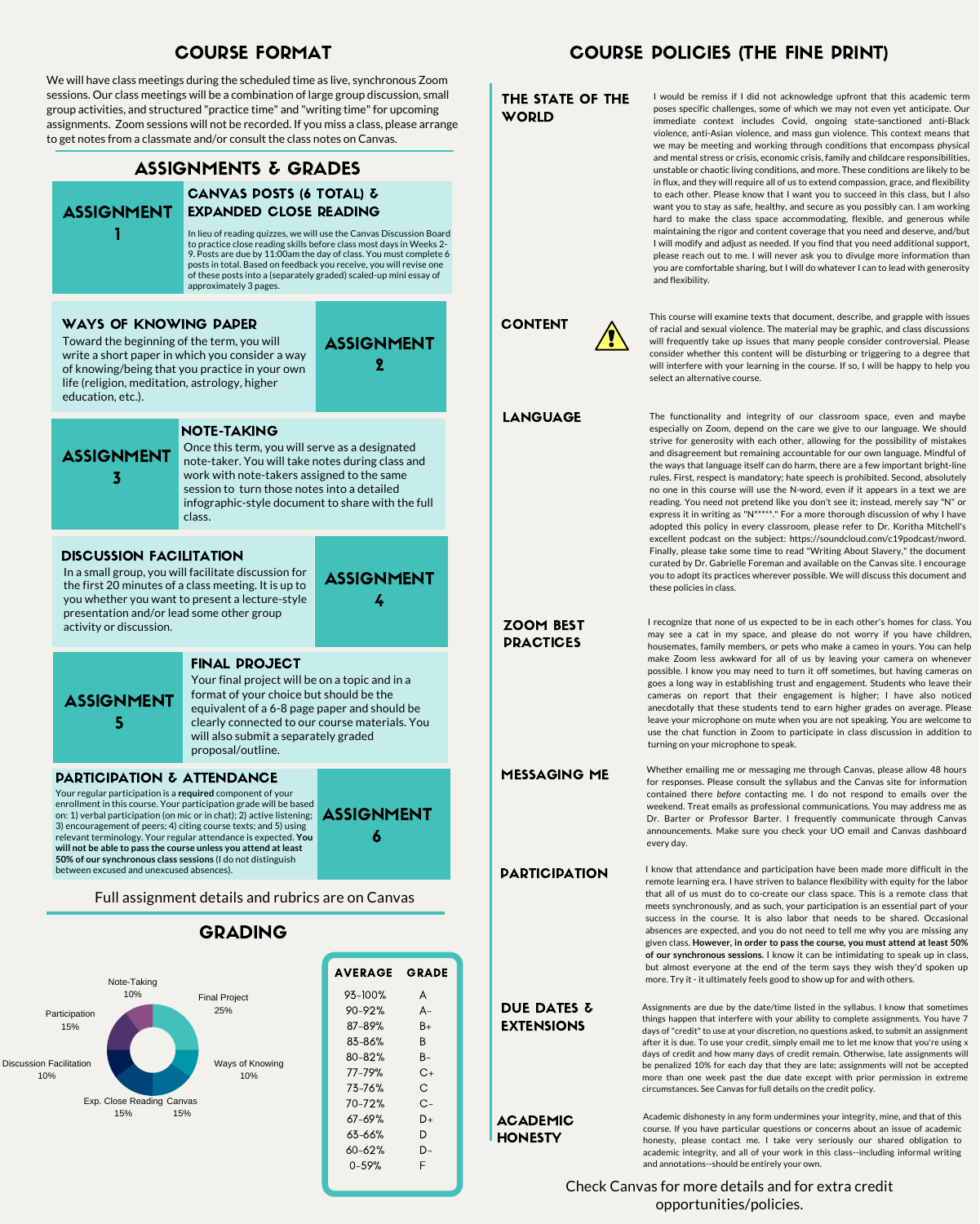## COURSE FORMAT

We will have class meetings during the scheduled time as live, synchronous Zoom sessions. Our class meetings will be a combination of large group discussion, small group activities, and structured "practice time" and "writing time" for upcoming assignments. Zoom sessions will not be recorded. If you miss a class, please arrange to get notes from a classmate and/or consult the class notes on Canvas.

## ASSIGNMENTS & GRADES

### ASSIGNMENT 1: CANVAS POSTS (6 TOTAL) & EXPANDED CLOSE READING

In lieu of reading quizzes, we will use the Canvas Discussion Board to practice close reading skills before class most days in Weeks 2-9. Posts are due by 11:00am the day of class. You must complete 6 posts in total. Based on feedback you receive, you will revise one of these posts into a (separately graded) scaled-up mini essay of approximately 3 pages.

### ASSIGNMENT 2: WAYS OF KNOWING PAPER

Toward the beginning of the term, you will write a short paper in which you consider a way of knowing/being that you practice in your own life (religion, meditation, astrology, higher education, etc.).

### ASSIGNMENT 3: NOTE-TAKING

Once this term, you will serve as a designated note-taker. You will take notes during class and work with note-takers assigned to the same session to turn those notes into a detailed infographic-style document to share with the full class.

### ASSIGNMENT 4: DISCUSSION FACILITATION

In a small group, you will facilitate discussion for the first 20 minutes of a class meeting. It is up to you whether you want to present a lecture-style presentation and/or lead some other group activity or discussion.

### ASSIGNMENT 5: FINAL PROJECT

Your final project will be on a topic and in a format of your choice but should be the equivalent of a 6-8 page paper and should be clearly connected to our course materials. You will also submit a separately graded proposal/outline.

### ASSIGNMENT 6: PARTICIPATION & ATTENDANCE

Your regular participation is a **required** component of your enrollment in this course. Your participation grade will be based on: 1) verbal participation (on mic or in chat); 2) active listening; 3) encouragement of peers; 4) citing course texts; and 5) using relevant terminology. Your regular attendance is expected. **You will not be able to pass the course unless you attend at least 50% of our synchronous class sessions** (I do not distinguish between excused and unexcused absences).

Full assignment details and rubrics are on Canvas

## GRADING

| Component | Weight |
|---|---|
| Final Project | 25% |
| Ways of Knowing | 10% |
| Canvas | 15% |
| Exp. Close Reading | 15% |
| Discussion Facilitation | 10% |
| Participation | 15% |
| Note-Taking | 10% |

| AVERAGE | GRADE |
|---|---|
| 93-100% | A |
| 90-92% | A- |
| 87-89% | B+ |
| 83-86% | B |
| 80-82% | B- |
| 77-79% | C+ |
| 73-76% | C |
| 70-72% | C- |
| 67-69% | D+ |
| 63-66% | D |
| 60-62% | D- |
| 0-59% | F |

## COURSE POLICIES (THE FINE PRINT)

### THE STATE OF THE WORLD

I would be remiss if I did not acknowledge upfront that this academic term poses specific challenges, some of which we may not even yet anticipate. Our immediate context includes Covid, ongoing state-sanctioned anti-Black violence, anti-Asian violence, and mass gun violence. This context means that we may be meeting and working through conditions that encompass physical and mental stress or crisis, economic crisis, family and childcare responsibilities, unstable or chaotic living conditions, and more. These conditions are likely to be in flux, and they will require all of us to extend compassion, grace, and flexibility to each other. Please know that I want you to succeed in this class, but I also want you to stay as safe, healthy, and secure as you possibly can. I am working hard to make the class space accommodating, flexible, and generous while maintaining the rigor and content coverage that you need and deserve, and/but I will modify and adjust as needed. If you find that you need additional support, please reach out to me. I will never ask you to divulge more information than you are comfortable sharing, but I will do whatever I can to lead with generosity and flexibility.

### CONTENT

This course will examine texts that document, describe, and grapple with issues of racial and sexual violence. The material may be graphic, and class discussions will frequently take up issues that many people consider controversial. Please consider whether this content will be disturbing or triggering to a degree that will interfere with your learning in the course. If so, I will be happy to help you select an alternative course.

### LANGUAGE

The functionality and integrity of our classroom space, even and maybe especially on Zoom, depend on the care we give to our language. We should strive for generosity with each other, allowing for the possibility of mistakes and disagreement but remaining accountable for our own language. Mindful of the ways that language itself can do harm, there are a few important bright-line rules. First, respect is mandatory; hate speech is prohibited. Second, absolutely no one in this course will use the N-word, even if it appears in a text we are reading. You need not pretend like you don't see it; instead, merely say "N" or express it in writing as "N*****." For a more thorough discussion of why I have adopted this policy in every classroom, please refer to Dr. Koritha Mitchell's excellent podcast on the subject: https://soundcloud.com/c19podcast/nword. Finally, please take some time to read "Writing About Slavery," the document curated by Dr. Gabrielle Foreman and available on the Canvas site. I encourage you to adopt its practices wherever possible. We will discuss this document and these policies in class.

### ZOOM BEST PRACTICES

I recognize that none of us expected to be in each other's homes for class. You may see a cat in my space, and please do not worry if you have children, housemates, family members, or pets who make a cameo in yours. You can help make Zoom less awkward for all of us by leaving your camera on whenever possible. I know you may need to turn it off sometimes, but having cameras on goes a long way in establishing trust and engagement. Students who leave their cameras on report that their engagement is higher; I have also noticed anecdotally that these students tend to earn higher grades on average. Please leave your microphone on mute when you are not speaking. You are welcome to use the chat function in Zoom to participate in class discussion in addition to turning on your microphone to speak.

### MESSAGING ME

Whether emailing me or messaging me through Canvas, please allow 48 hours for responses. Please consult the syllabus and the Canvas site for information contained there *before* contacting me. I do not respond to emails over the weekend. Treat emails as professional communications. You may address me as Dr. Barter or Professor Barter. I frequently communicate through Canvas announcements. Make sure you check your UO email and Canvas dashboard every day.

### PARTICIPATION

I know that attendance and participation have been made more difficult in the remote learning era. I have striven to balance flexibility with equity for the labor that all of us must do to co-create our class space. This is a remote class that meets synchronously, and as such, your participation is an essential part of your success in the course. It is also labor that needs to be shared. Occasional absences are expected, and you do not need to tell me why you are missing any given class. **However, in order to pass the course, you must attend at least 50% of our synchronous sessions.** I know it can be intimidating to speak up in class, but almost everyone at the end of the term says they wish they'd spoken up more. Try it - it ultimately feels good to show up for and with others.

### DUE DATES & EXTENSIONS

Assignments are due by the date/time listed in the syllabus. I know that sometimes things happen that interfere with your ability to complete assignments. You have 7 days of "credit" to use at your discretion, no questions asked, to submit an assignment after it is due. To use your credit, simply email me to let me know that you're using x days of credit and how many days of credit remain. Otherwise, late assignments will be penalized 10% for each day that they are late; assignments will not be accepted more than one week past the due date except with prior permission in extreme circumstances. See Canvas for full details on the credit policy.

### ACADEMIC HONESTY

Academic dishonesty in any form undermines your integrity, mine, and that of this course. If you have particular questions or concerns about an issue of academic honesty, please contact me. I take very seriously our shared obligation to academic integrity, and all of your work in this class--including informal writing and annotations--should be entirely your own.

Check Canvas for more details and for extra credit opportunities/policies.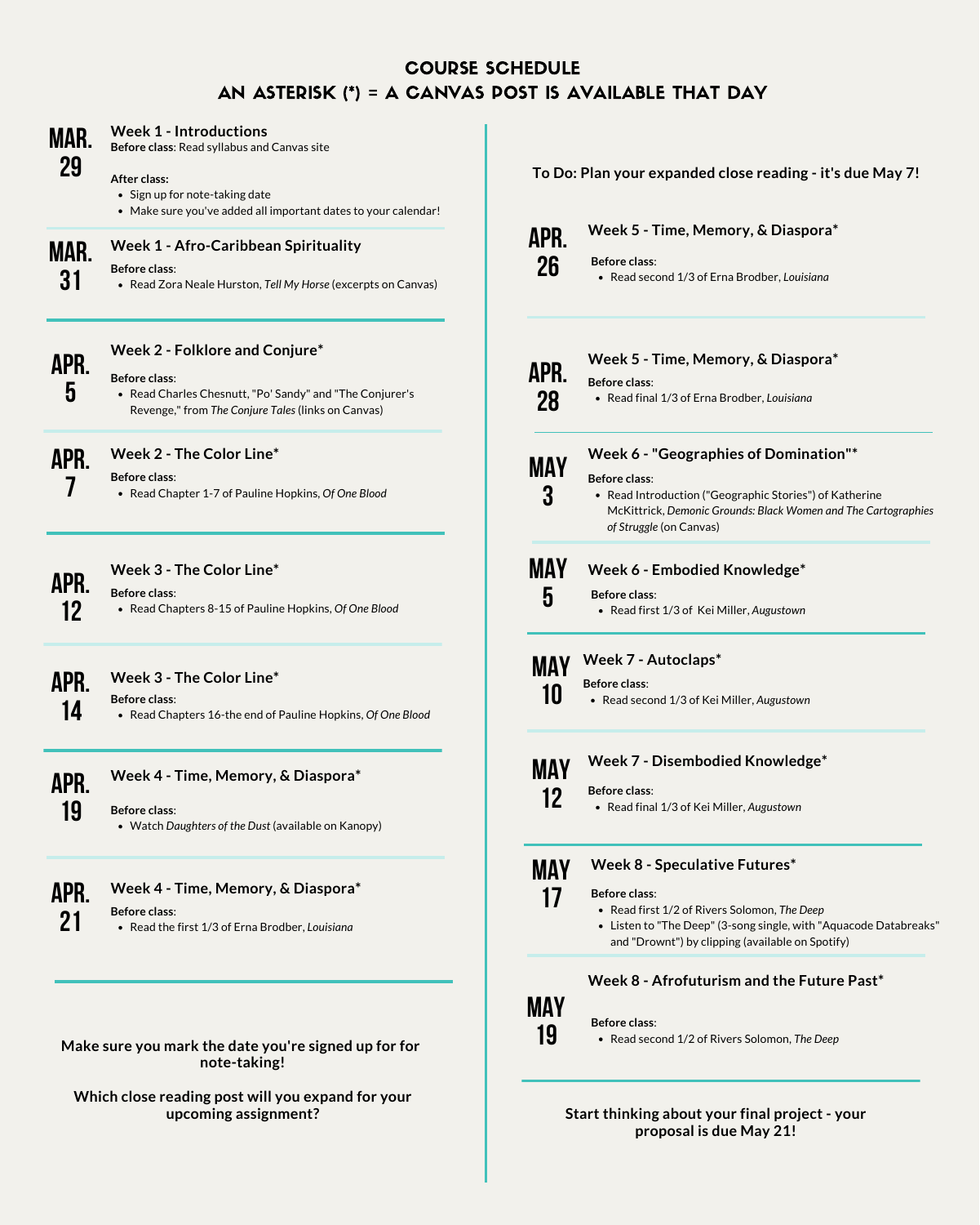# COURSE SCHEDULE

## AN ASTERISK (*) = A CANVAS POST IS AVAILABLE THAT DAY

### MAR. 29 — Week 1 - Introductions

**Before class**: Read syllabus and Canvas site

**After class:**

- Sign up for note-taking date
- Make sure you've added all important dates to your calendar!

### MAR. 31 — Week 1 - Afro-Caribbean Spirituality

**Before class**:

- Read Zora Neale Hurston, *Tell My Horse* (excerpts on Canvas)

### APR. 5 — Week 2 - Folklore and Conjure*

**Before class**:

- Read Charles Chesnutt, "Po' Sandy" and "The Conjurer's Revenge," from *The Conjure Tales* (links on Canvas)

### APR. 7 — Week 2 - The Color Line*

**Before class**:

- Read Chapter 1-7 of Pauline Hopkins, *Of One Blood*

### APR. 12 — Week 3 - The Color Line*

**Before class**:

- Read Chapters 8-15 of Pauline Hopkins, *Of One Blood*

### APR. 14 — Week 3 - The Color Line*

**Before class**:

- Read Chapters 16-the end of Pauline Hopkins, *Of One Blood*

### APR. 19 — Week 4 - Time, Memory, & Diaspora*

**Before class**:

- Watch *Daughters of the Dust* (available on Kanopy)

### APR. 21 — Week 4 - Time, Memory, & Diaspora*

**Before class**:

- Read the first 1/3 of Erna Brodber, *Louisiana*

**Make sure you mark the date you're signed up for for note-taking!**

**Which close reading post will you expand for your upcoming assignment?**

**To Do: Plan your expanded close reading - it's due May 7!**

### APR. 26 — Week 5 - Time, Memory, & Diaspora*

**Before class**:

- Read second 1/3 of Erna Brodber, *Louisiana*

### APR. 28 — Week 5 - Time, Memory, & Diaspora*

**Before class**:

- Read final 1/3 of Erna Brodber, *Louisiana*

### MAY 3 — Week 6 - "Geographies of Domination"*

**Before class**:

- Read Introduction ("Geographic Stories") of Katherine McKittrick, *Demonic Grounds: Black Women and The Cartographies of Struggle* (on Canvas)

### MAY 5 — Week 6 - Embodied Knowledge*

**Before class**:

- Read first 1/3 of Kei Miller, *Augustown*

### MAY 10 — Week 7 - Autoclaps*

**Before class**:

- Read second 1/3 of Kei Miller, *Augustown*

### MAY 12 — Week 7 - Disembodied Knowledge*

**Before class**:

- Read final 1/3 of Kei Miller, *Augustown*

### MAY 17 — Week 8 - Speculative Futures*

**Before class**:

- Read first 1/2 of Rivers Solomon, *The Deep*
- Listen to "The Deep" (3-song single, with "Aquacode Databreaks" and "Drownt") by clipping (available on Spotify)

### MAY 19 — Week 8 - Afrofuturism and the Future Past*

**Before class**:

- Read second 1/2 of Rivers Solomon, *The Deep*

**Start thinking about your final project - your proposal is due May 21!**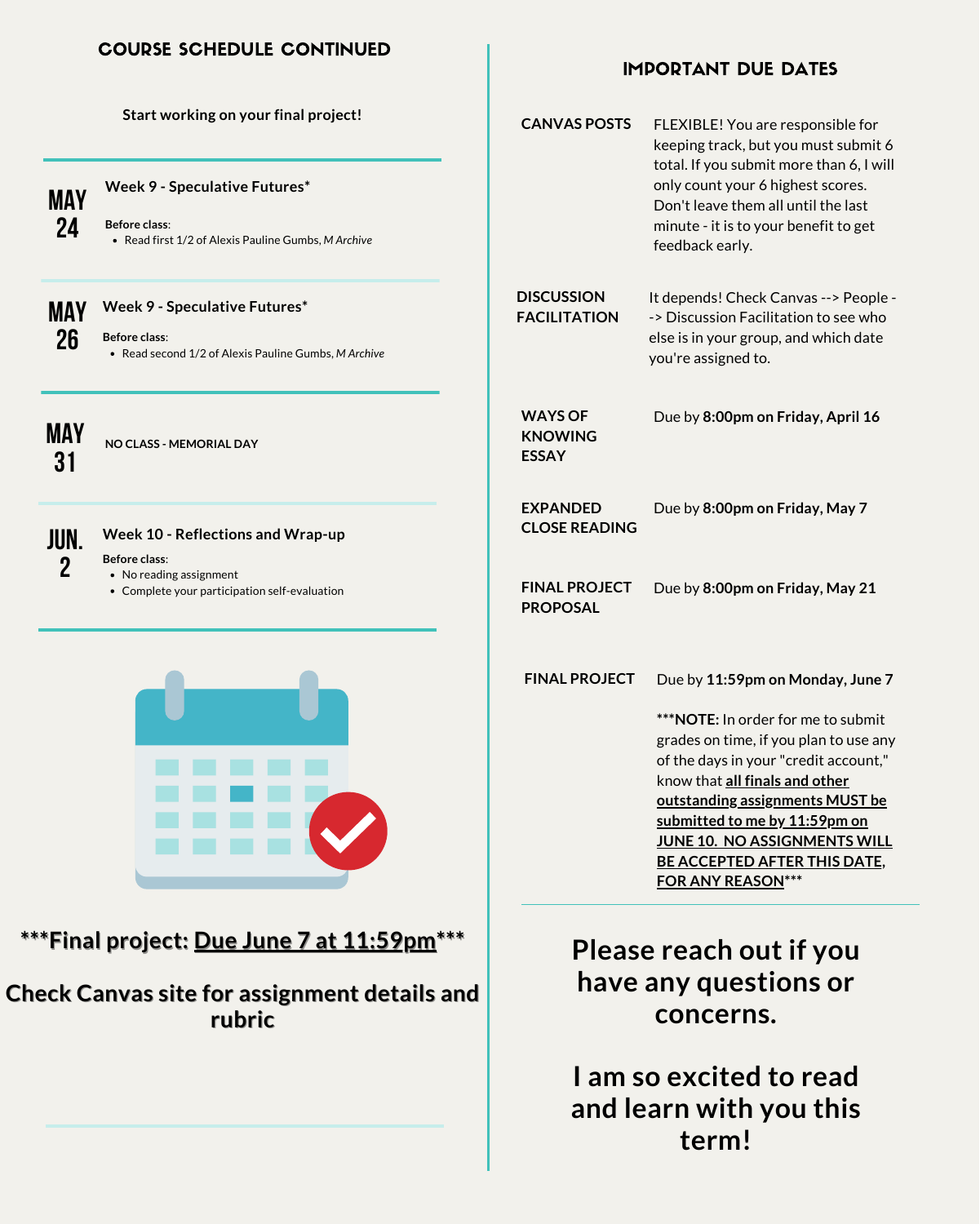## COURSE SCHEDULE CONTINUED

**Start working on your final project!**

**MAY 24** — **Week 9 - Speculative Futures***

**Before class**:

- Read first 1/2 of Alexis Pauline Gumbs, *M Archive*

**MAY 26** — **Week 9 - Speculative Futures***

**Before class**:

- Read second 1/2 of Alexis Pauline Gumbs, *M Archive*

**MAY 31** — NO CLASS - MEMORIAL DAY

**JUN. 2** — **Week 10 - Reflections and Wrap-up**

**Before class**:

- No reading assignment
- Complete your participation self-evaluation

***Final project: <u>Due June 7 at 11:59pm</u>***

**Check Canvas site for assignment details and rubric**

## IMPORTANT DUE DATES

| | |
|---|---|
| **CANVAS POSTS** | FLEXIBLE! You are responsible for keeping track, but you must submit 6 total. If you submit more than 6, I will only count your 6 highest scores. Don't leave them all until the last minute - it is to your benefit to get feedback early. |
| **DISCUSSION FACILITATION** | It depends! Check Canvas --> People --> Discussion Facilitation to see who else is in your group, and which date you're assigned to. |
| **WAYS OF KNOWING ESSAY** | Due by **8:00pm on Friday, April 16** |
| **EXPANDED CLOSE READING** | Due by **8:00pm on Friday, May 7** |
| **FINAL PROJECT PROPOSAL** | Due by **8:00pm on Friday, May 21** |
| **FINAL PROJECT** | Due by **11:59pm on Monday, June 7**<br><br>*****NOTE:** In order for me to submit grades on time, if you plan to use any of the days in your "credit account," know that **<u>all finals and other outstanding assignments MUST be submitted to me by 11:59pm on JUNE 10. NO ASSIGNMENTS WILL BE ACCEPTED AFTER THIS DATE, FOR ANY REASON</u>***** |

**Please reach out if you have any questions or concerns.**

**I am so excited to read and learn with you this term!**